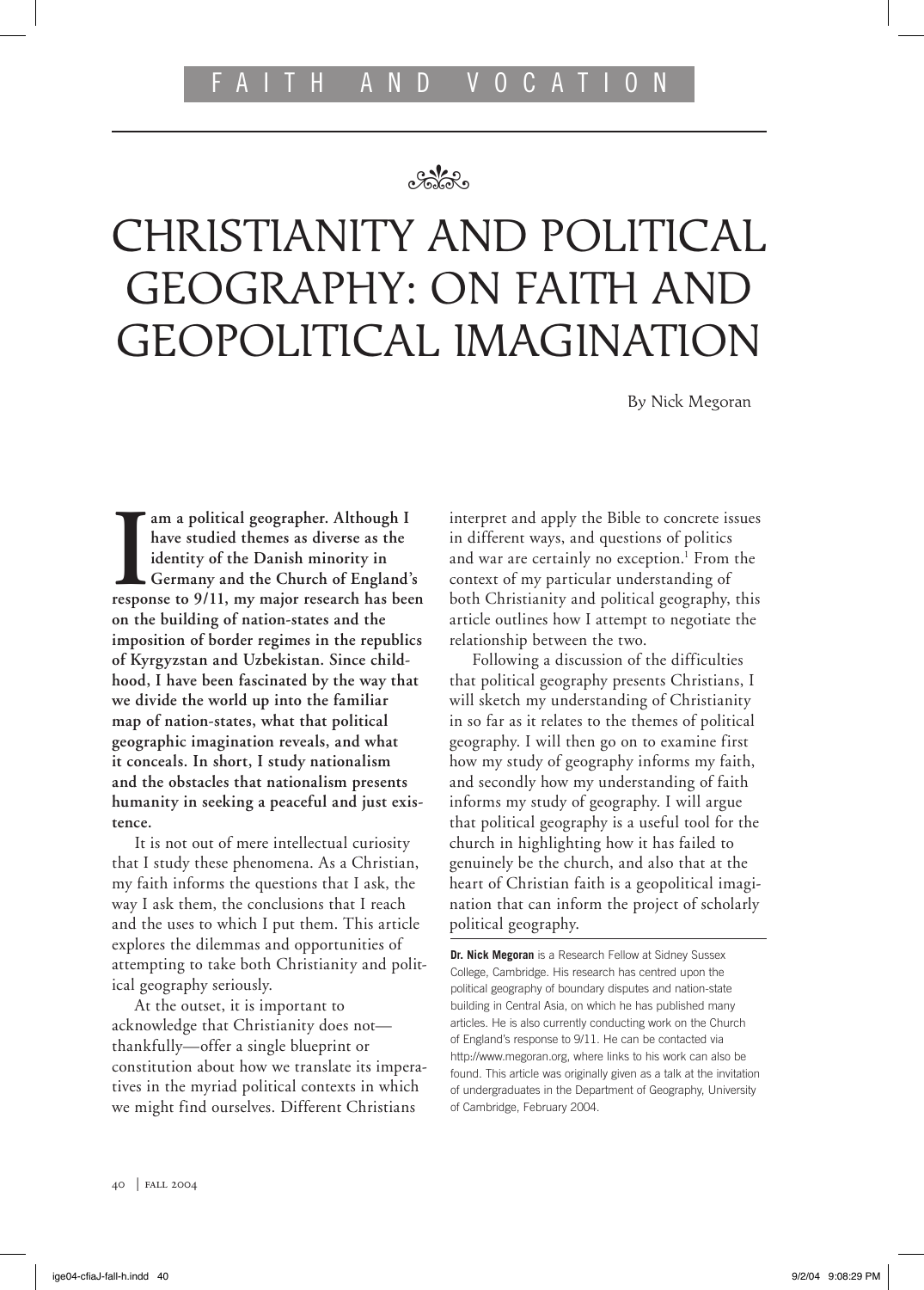FAITH AND VOCATION

# CHRISTIANITY AND POLITICAL GEOGRAPHY: ON FAITH AND GEOPOLITICAL IMAGINATION

By Nick Megoran

**I am a political geographer. Although I have studied themes as diverse as the identity of the Danish minority in Germany and the Church of England's response to 9/11, my major research has been on the building of nation-states and the imposition of border regimes in the republics of Kyrgyzstan and Uzbekistan. Since childhood, I have been fascinated by the way that we divide the world up into the familiar map of nation-states, what that political geographic imagination reveals, and what it conceals. In short, I study nationalism and the obstacles that nationalism presents humanity in seeking a peaceful and just existence.**

It is not out of mere intellectual curiosity that I study these phenomena. As a Christian, my faith informs the questions that I ask, the way I ask them, the conclusions that I reach and the uses to which I put them. This article explores the dilemmas and opportunities of attempting to take both Christianity and political geography seriously.

At the outset, it is important to acknowledge that Christianity does not—thankfully—offer a single blueprint or constitution about how we translate its imperatives in the myriad political contexts in which we might find ourselves. Different Christians interpret and apply the Bible to concrete issues in different ways, and questions of politics and war are certainly no exception.[1] From the context of my particular understanding of both Christianity and political geography, this article outlines how I attempt to negotiate the relationship between the two.

Following a discussion of the difficulties that political geography presents Christians, I will sketch my understanding of Christianity in so far as it relates to the themes of political geography. I will then go on to examine first how my study of geography informs my faith, and secondly how my understanding of faith informs my study of geography. I will argue that political geography is a useful tool for the church in highlighting how it has failed to genuinely be the church, and also that at the heart of Christian faith is a geopolitical imagination that can inform the project of scholarly political geography.

**Dr. Nick Megoran** is a Research Fellow at Sidney Sussex College, Cambridge. His research has centred upon the political geography of boundary disputes and nation-state building in Central Asia, on which he has published many articles. He is also currently conducting work on the Church of England's response to 9/11. He can be contacted via http://www.megoran.org, where links to his work can also be found. This article was originally given as a talk at the invitation of undergraduates in the Department of Geography, University of Cambridge, February 2004.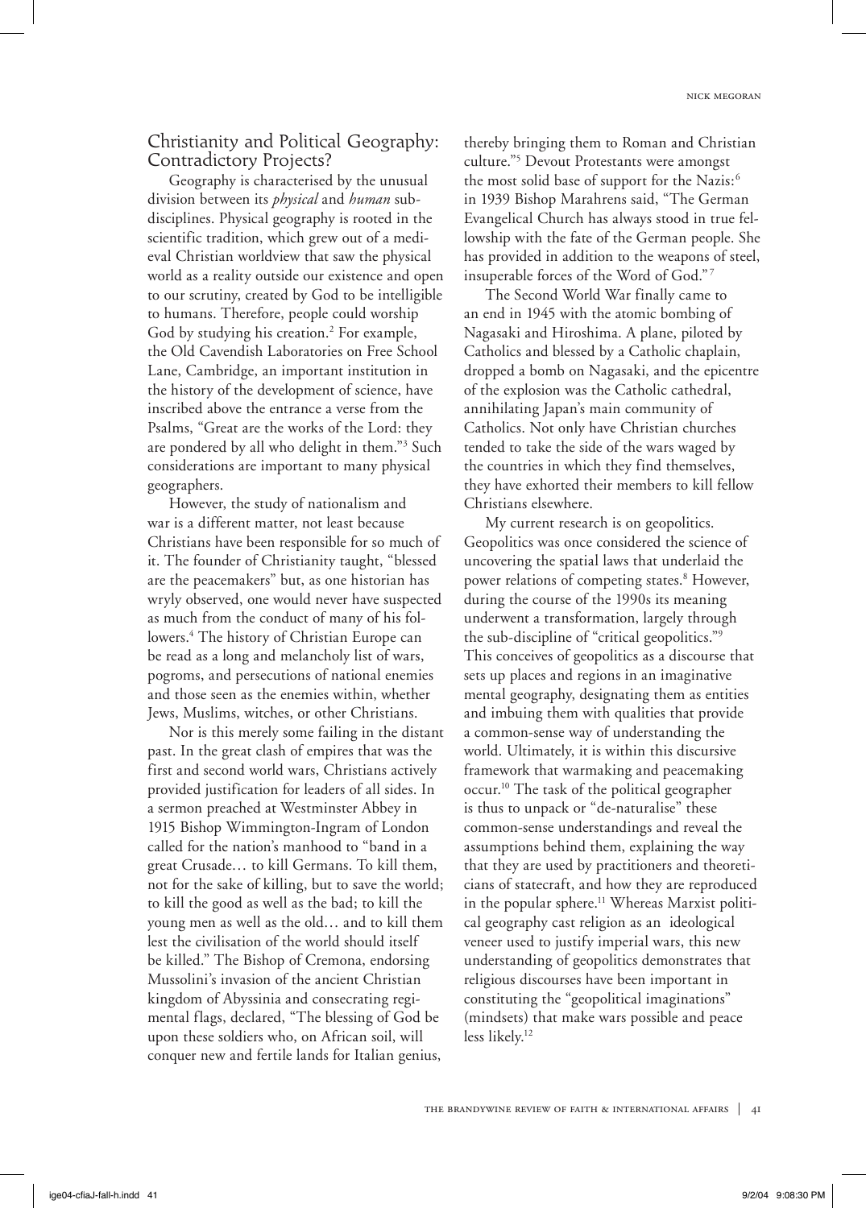## Christianity and Political Geography: Contradictory Projects?

Geography is characterised by the unusual division between its *physical* and *human* sub-disciplines. Physical geography is rooted in the scientific tradition, which grew out of a medieval Christian worldview that saw the physical world as a reality outside our existence and open to our scrutiny, created by God to be intelligible to humans. Therefore, people could worship God by studying his creation.[2] For example, the Old Cavendish Laboratories on Free School Lane, Cambridge, an important institution in the history of the development of science, have inscribed above the entrance a verse from the Psalms, "Great are the works of the Lord: they are pondered by all who delight in them."[3] Such considerations are important to many physical geographers.

However, the study of nationalism and war is a different matter, not least because Christians have been responsible for so much of it. The founder of Christianity taught, "blessed are the peacemakers" but, as one historian has wryly observed, one would never have suspected as much from the conduct of many of his followers.[4] The history of Christian Europe can be read as a long and melancholy list of wars, pogroms, and persecutions of national enemies and those seen as the enemies within, whether Jews, Muslims, witches, or other Christians.

Nor is this merely some failing in the distant past. In the great clash of empires that was the first and second world wars, Christians actively provided justification for leaders of all sides. In a sermon preached at Westminster Abbey in 1915 Bishop Wimmington-Ingram of London called for the nation's manhood to "band in a great Crusade… to kill Germans. To kill them, not for the sake of killing, but to save the world; to kill the good as well as the bad; to kill the young men as well as the old… and to kill them lest the civilisation of the world should itself be killed." The Bishop of Cremona, endorsing Mussolini's invasion of the ancient Christian kingdom of Abyssinia and consecrating regimental flags, declared, "The blessing of God be upon these soldiers who, on African soil, will conquer new and fertile lands for Italian genius, thereby bringing them to Roman and Christian culture."[5] Devout Protestants were amongst the most solid base of support for the Nazis:[6] in 1939 Bishop Marahrens said, "The German Evangelical Church has always stood in true fellowship with the fate of the German people. She has provided in addition to the weapons of steel, insuperable forces of the Word of God."[7]

The Second World War finally came to an end in 1945 with the atomic bombing of Nagasaki and Hiroshima. A plane, piloted by Catholics and blessed by a Catholic chaplain, dropped a bomb on Nagasaki, and the epicentre of the explosion was the Catholic cathedral, annihilating Japan's main community of Catholics. Not only have Christian churches tended to take the side of the wars waged by the countries in which they find themselves, they have exhorted their members to kill fellow Christians elsewhere.

My current research is on geopolitics. Geopolitics was once considered the science of uncovering the spatial laws that underlaid the power relations of competing states.[8] However, during the course of the 1990s its meaning underwent a transformation, largely through the sub-discipline of "critical geopolitics."[9] This conceives of geopolitics as a discourse that sets up places and regions in an imaginative mental geography, designating them as entities and imbuing them with qualities that provide a common-sense way of understanding the world. Ultimately, it is within this discursive framework that warmaking and peacemaking occur.[10] The task of the political geographer is thus to unpack or "de-naturalise" these common-sense understandings and reveal the assumptions behind them, explaining the way that they are used by practitioners and theoreticians of statecraft, and how they are reproduced in the popular sphere.[11] Whereas Marxist political geography cast religion as an ideological veneer used to justify imperial wars, this new understanding of geopolitics demonstrates that religious discourses have been important in constituting the "geopolitical imaginations" (mindsets) that make wars possible and peace less likely.[12]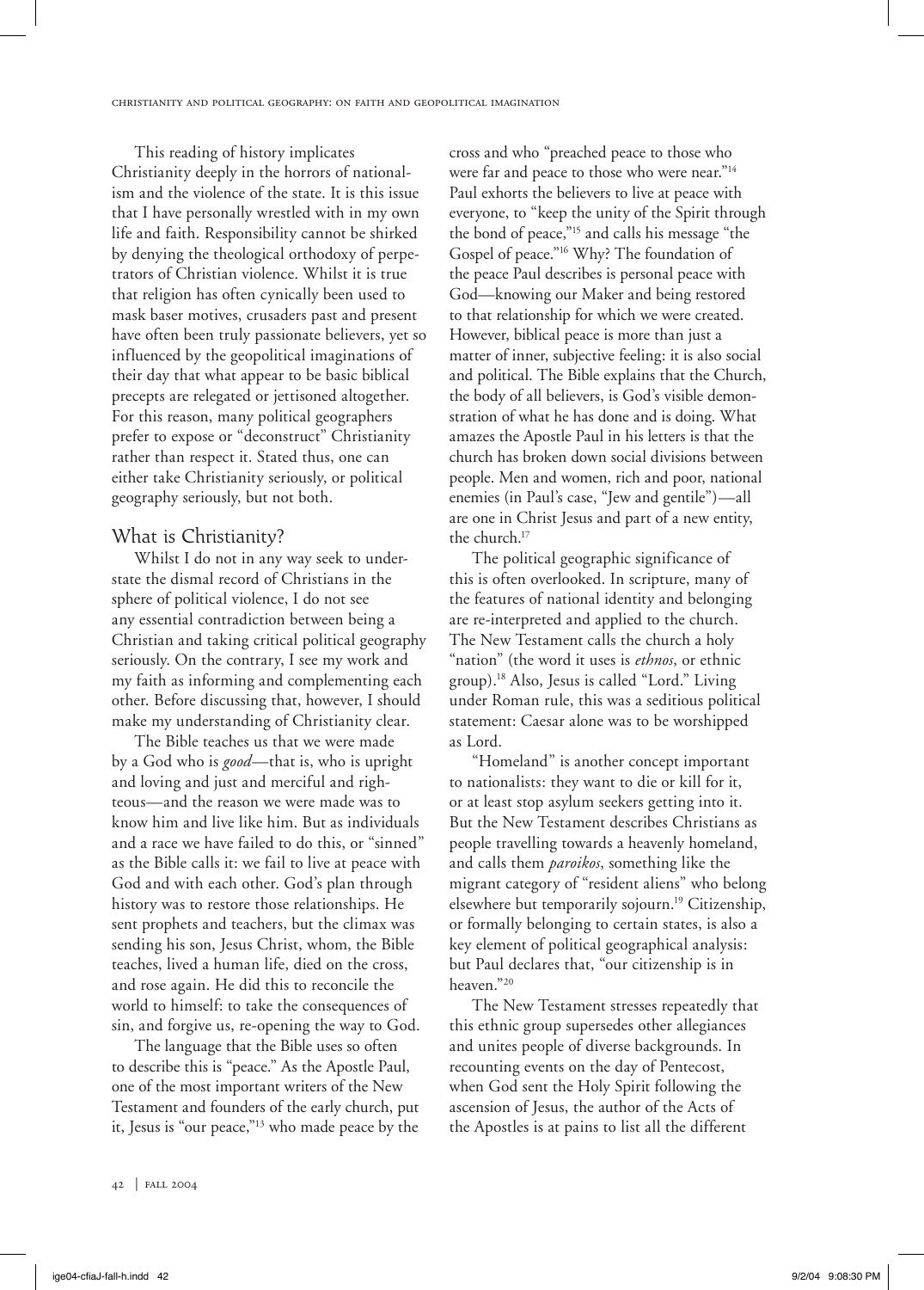This reading of history implicates Christianity deeply in the horrors of nationalism and the violence of the state. It is this issue that I have personally wrestled with in my own life and faith. Responsibility cannot be shirked by denying the theological orthodoxy of perpetrators of Christian violence. Whilst it is true that religion has often cynically been used to mask baser motives, crusaders past and present have often been truly passionate believers, yet so influenced by the geopolitical imaginations of their day that what appear to be basic biblical precepts are relegated or jettisoned altogether. For this reason, many political geographers prefer to expose or "deconstruct" Christianity rather than respect it. Stated thus, one can either take Christianity seriously, or political geography seriously, but not both.

## What is Christianity?

Whilst I do not in any way seek to understate the dismal record of Christians in the sphere of political violence, I do not see any essential contradiction between being a Christian and taking critical political geography seriously. On the contrary, I see my work and my faith as informing and complementing each other. Before discussing that, however, I should make my understanding of Christianity clear.

The Bible teaches us that we were made by a God who is *good*—that is, who is upright and loving and just and merciful and righteous—and the reason we were made was to know him and live like him. But as individuals and a race we have failed to do this, or "sinned" as the Bible calls it: we fail to live at peace with God and with each other. God's plan through history was to restore those relationships. He sent prophets and teachers, but the climax was sending his son, Jesus Christ, whom, the Bible teaches, lived a human life, died on the cross, and rose again. He did this to reconcile the world to himself: to take the consequences of sin, and forgive us, re-opening the way to God.

The language that the Bible uses so often to describe this is "peace." As the Apostle Paul, one of the most important writers of the New Testament and founders of the early church, put it, Jesus is "our peace,"[13] who made peace by the cross and who "preached peace to those who were far and peace to those who were near."[14] Paul exhorts the believers to live at peace with everyone, to "keep the unity of the Spirit through the bond of peace,"[15] and calls his message "the Gospel of peace."[16] Why? The foundation of the peace Paul describes is personal peace with God—knowing our Maker and being restored to that relationship for which we were created. However, biblical peace is more than just a matter of inner, subjective feeling: it is also social and political. The Bible explains that the Church, the body of all believers, is God's visible demonstration of what he has done and is doing. What amazes the Apostle Paul in his letters is that the church has broken down social divisions between people. Men and women, rich and poor, national enemies (in Paul's case, "Jew and gentile")—all are one in Christ Jesus and part of a new entity, the church.[17]

The political geographic significance of this is often overlooked. In scripture, many of the features of national identity and belonging are re-interpreted and applied to the church. The New Testament calls the church a holy "nation" (the word it uses is *ethnos*, or ethnic group).[18] Also, Jesus is called "Lord." Living under Roman rule, this was a seditious political statement: Caesar alone was to be worshipped as Lord.

"Homeland" is another concept important to nationalists: they want to die or kill for it, or at least stop asylum seekers getting into it. But the New Testament describes Christians as people travelling towards a heavenly homeland, and calls them *paroikos*, something like the migrant category of "resident aliens" who belong elsewhere but temporarily sojourn.[19] Citizenship, or formally belonging to certain states, is also a key element of political geographical analysis: but Paul declares that, "our citizenship is in heaven."[20]

The New Testament stresses repeatedly that this ethnic group supersedes other allegiances and unites people of diverse backgrounds. In recounting events on the day of Pentecost, when God sent the Holy Spirit following the ascension of Jesus, the author of the Acts of the Apostles is at pains to list all the different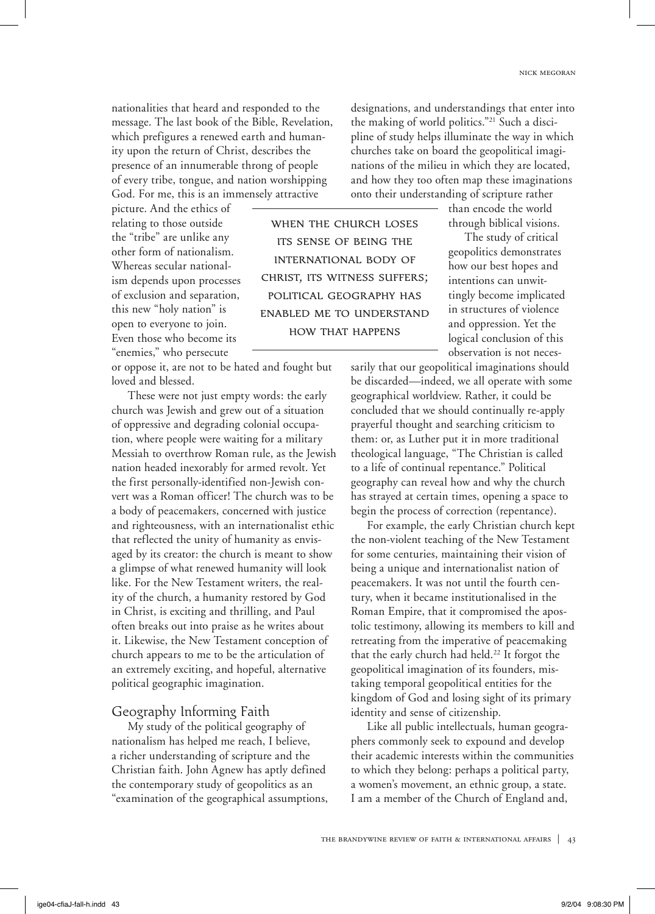nationalities that heard and responded to the message. The last book of the Bible, Revelation, which prefigures a renewed earth and humanity upon the return of Christ, describes the presence of an innumerable throng of people of every tribe, tongue, and nation worshipping God. For me, this is an immensely attractive picture. And the ethics of relating to those outside the "tribe" are unlike any other form of nationalism. Whereas secular nationalism depends upon processes of exclusion and separation, this new "holy nation" is open to everyone to join. Even those who become its "enemies," who persecute or oppose it, are not to be hated and fought but loved and blessed.

These were not just empty words: the early church was Jewish and grew out of a situation of oppressive and degrading colonial occupation, where people were waiting for a military Messiah to overthrow Roman rule, as the Jewish nation headed inexorably for armed revolt. Yet the first personally-identified non-Jewish convert was a Roman officer! The church was to be a body of peacemakers, concerned with justice and righteousness, with an internationalist ethic that reflected the unity of humanity as envisaged by its creator: the church is meant to show a glimpse of what renewed humanity will look like. For the New Testament writers, the reality of the church, a humanity restored by God in Christ, is exciting and thrilling, and Paul often breaks out into praise as he writes about it. Likewise, the New Testament conception of church appears to me to be the articulation of an extremely exciting, and hopeful, alternative political geographic imagination.

> WHEN THE CHURCH LOSES ITS SENSE OF BEING THE INTERNATIONAL BODY OF CHRIST, ITS WITNESS SUFFERS; POLITICAL GEOGRAPHY HAS ENABLED ME TO UNDERSTAND HOW THAT HAPPENS

## Geography Informing Faith

My study of the political geography of nationalism has helped me reach, I believe, a richer understanding of scripture and the Christian faith. John Agnew has aptly defined the contemporary study of geopolitics as an "examination of the geographical assumptions, designations, and understandings that enter into the making of world politics."[21] Such a discipline of study helps illuminate the way in which churches take on board the geopolitical imaginations of the milieu in which they are located, and how they too often map these imaginations onto their understanding of scripture rather than encode the world through biblical visions.

The study of critical geopolitics demonstrates how our best hopes and intentions can unwittingly become implicated in structures of violence and oppression. Yet the logical conclusion of this observation is not necessarily that our geopolitical imaginations should be discarded—indeed, we all operate with some geographical worldview. Rather, it could be concluded that we should continually re-apply prayerful thought and searching criticism to them: or, as Luther put it in more traditional theological language, "The Christian is called to a life of continual repentance." Political geography can reveal how and why the church has strayed at certain times, opening a space to begin the process of correction (repentance).

For example, the early Christian church kept the non-violent teaching of the New Testament for some centuries, maintaining their vision of being a unique and internationalist nation of peacemakers. It was not until the fourth century, when it became institutionalised in the Roman Empire, that it compromised the apostolic testimony, allowing its members to kill and retreating from the imperative of peacemaking that the early church had held.[22] It forgot the geopolitical imagination of its founders, mistaking temporal geopolitical entities for the kingdom of God and losing sight of its primary identity and sense of citizenship.

Like all public intellectuals, human geographers commonly seek to expound and develop their academic interests within the communities to which they belong: perhaps a political party, a women's movement, an ethnic group, a state. I am a member of the Church of England and,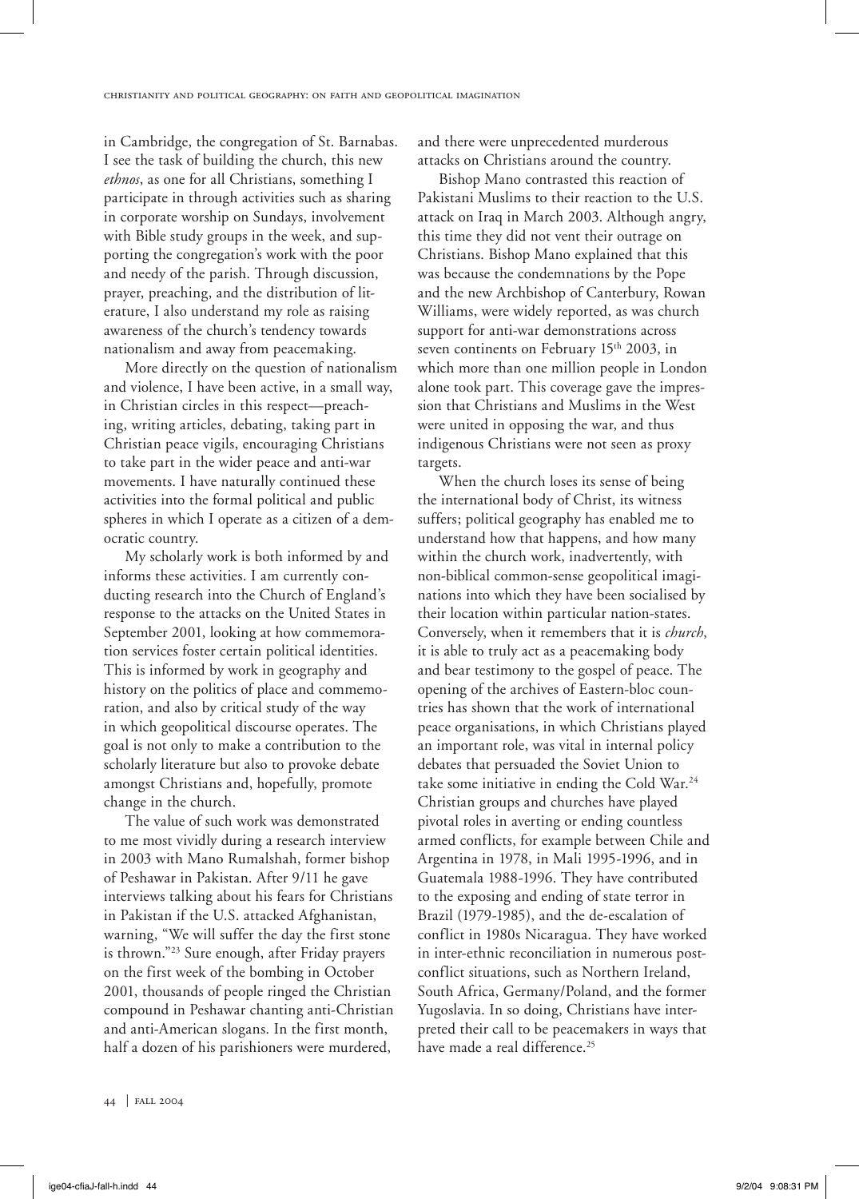in Cambridge, the congregation of St. Barnabas. I see the task of building the church, this new *ethnos*, as one for all Christians, something I participate in through activities such as sharing in corporate worship on Sundays, involvement with Bible study groups in the week, and supporting the congregation's work with the poor and needy of the parish. Through discussion, prayer, preaching, and the distribution of literature, I also understand my role as raising awareness of the church's tendency towards nationalism and away from peacemaking.

More directly on the question of nationalism and violence, I have been active, in a small way, in Christian circles in this respect—preaching, writing articles, debating, taking part in Christian peace vigils, encouraging Christians to take part in the wider peace and anti-war movements. I have naturally continued these activities into the formal political and public spheres in which I operate as a citizen of a democratic country.

My scholarly work is both informed by and informs these activities. I am currently conducting research into the Church of England's response to the attacks on the United States in September 2001, looking at how commemoration services foster certain political identities. This is informed by work in geography and history on the politics of place and commemoration, and also by critical study of the way in which geopolitical discourse operates. The goal is not only to make a contribution to the scholarly literature but also to provoke debate amongst Christians and, hopefully, promote change in the church.

The value of such work was demonstrated to me most vividly during a research interview in 2003 with Mano Rumalshah, former bishop of Peshawar in Pakistan. After 9/11 he gave interviews talking about his fears for Christians in Pakistan if the U.S. attacked Afghanistan, warning, "We will suffer the day the first stone is thrown."[23] Sure enough, after Friday prayers on the first week of the bombing in October 2001, thousands of people ringed the Christian compound in Peshawar chanting anti-Christian and anti-American slogans. In the first month, half a dozen of his parishioners were murdered, and there were unprecedented murderous attacks on Christians around the country.

Bishop Mano contrasted this reaction of Pakistani Muslims to their reaction to the U.S. attack on Iraq in March 2003. Although angry, this time they did not vent their outrage on Christians. Bishop Mano explained that this was because the condemnations by the Pope and the new Archbishop of Canterbury, Rowan Williams, were widely reported, as was church support for anti-war demonstrations across seven continents on February 15th 2003, in which more than one million people in London alone took part. This coverage gave the impression that Christians and Muslims in the West were united in opposing the war, and thus indigenous Christians were not seen as proxy targets.

When the church loses its sense of being the international body of Christ, its witness suffers; political geography has enabled me to understand how that happens, and how many within the church work, inadvertently, with non-biblical common-sense geopolitical imaginations into which they have been socialised by their location within particular nation-states. Conversely, when it remembers that it is *church*, it is able to truly act as a peacemaking body and bear testimony to the gospel of peace. The opening of the archives of Eastern-bloc countries has shown that the work of international peace organisations, in which Christians played an important role, was vital in internal policy debates that persuaded the Soviet Union to take some initiative in ending the Cold War.[24] Christian groups and churches have played pivotal roles in averting or ending countless armed conflicts, for example between Chile and Argentina in 1978, in Mali 1995-1996, and in Guatemala 1988-1996. They have contributed to the exposing and ending of state terror in Brazil (1979-1985), and the de-escalation of conflict in 1980s Nicaragua. They have worked in inter-ethnic reconciliation in numerous post-conflict situations, such as Northern Ireland, South Africa, Germany/Poland, and the former Yugoslavia. In so doing, Christians have interpreted their call to be peacemakers in ways that have made a real difference.[25]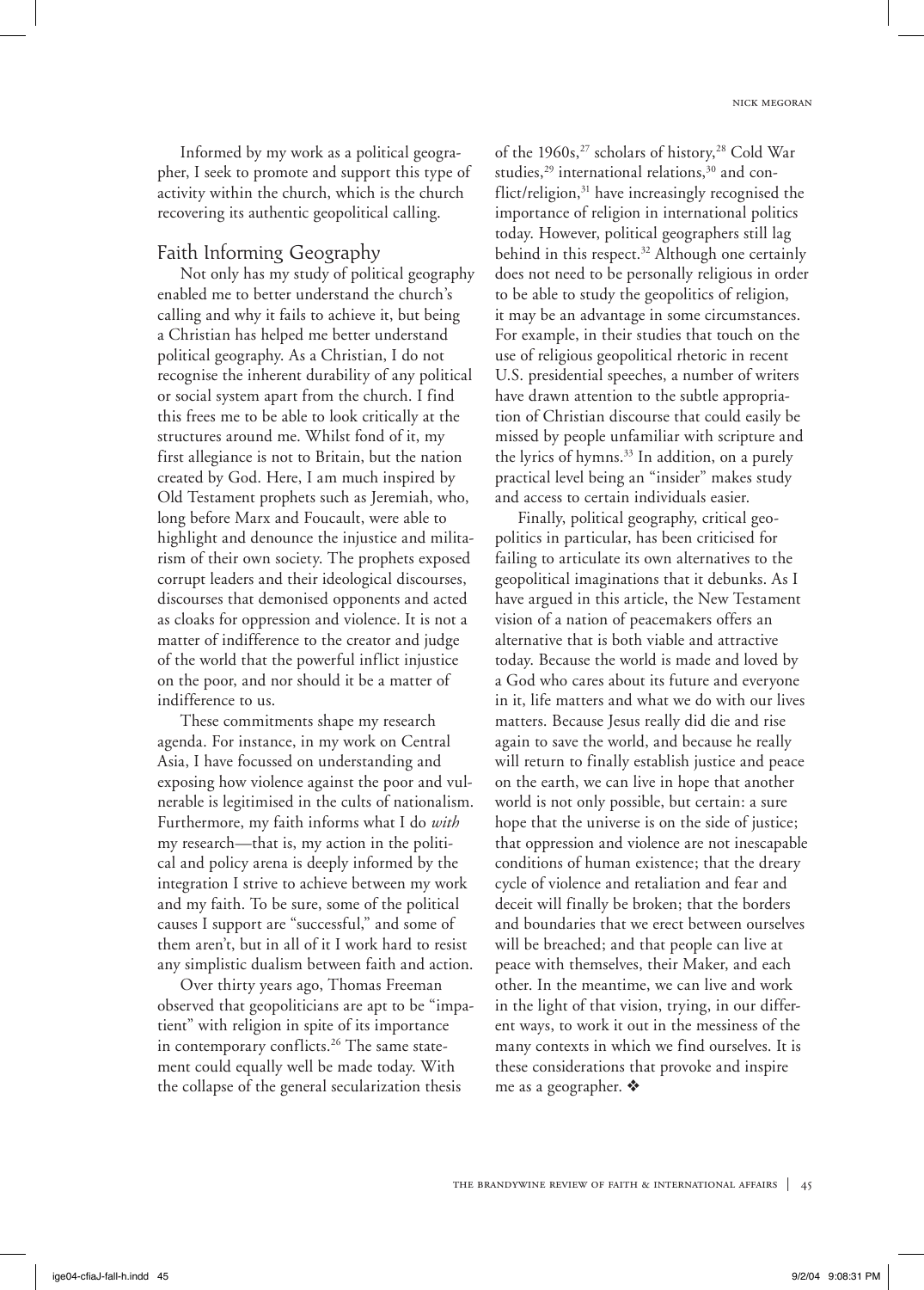Informed by my work as a political geographer, I seek to promote and support this type of activity within the church, which is the church recovering its authentic geopolitical calling.

## Faith Informing Geography

Not only has my study of political geography enabled me to better understand the church's calling and why it fails to achieve it, but being a Christian has helped me better understand political geography. As a Christian, I do not recognise the inherent durability of any political or social system apart from the church. I find this frees me to be able to look critically at the structures around me. Whilst fond of it, my first allegiance is not to Britain, but the nation created by God. Here, I am much inspired by Old Testament prophets such as Jeremiah, who, long before Marx and Foucault, were able to highlight and denounce the injustice and militarism of their own society. The prophets exposed corrupt leaders and their ideological discourses, discourses that demonised opponents and acted as cloaks for oppression and violence. It is not a matter of indifference to the creator and judge of the world that the powerful inflict injustice on the poor, and nor should it be a matter of indifference to us.

These commitments shape my research agenda. For instance, in my work on Central Asia, I have focussed on understanding and exposing how violence against the poor and vulnerable is legitimised in the cults of nationalism. Furthermore, my faith informs what I do *with* my research—that is, my action in the political and policy arena is deeply informed by the integration I strive to achieve between my work and my faith. To be sure, some of the political causes I support are "successful," and some of them aren't, but in all of it I work hard to resist any simplistic dualism between faith and action.

Over thirty years ago, Thomas Freeman observed that geopoliticians are apt to be "impatient" with religion in spite of its importance in contemporary conflicts.[26] The same statement could equally well be made today. With the collapse of the general secularization thesis of the 1960s,[27] scholars of history,[28] Cold War studies,[29] international relations,[30] and conflict/religion,[31] have increasingly recognised the importance of religion in international politics today. However, political geographers still lag behind in this respect.[32] Although one certainly does not need to be personally religious in order to be able to study the geopolitics of religion, it may be an advantage in some circumstances. For example, in their studies that touch on the use of religious geopolitical rhetoric in recent U.S. presidential speeches, a number of writers have drawn attention to the subtle appropriation of Christian discourse that could easily be missed by people unfamiliar with scripture and the lyrics of hymns.[33] In addition, on a purely practical level being an "insider" makes study and access to certain individuals easier.

Finally, political geography, critical geopolitics in particular, has been criticised for failing to articulate its own alternatives to the geopolitical imaginations that it debunks. As I have argued in this article, the New Testament vision of a nation of peacemakers offers an alternative that is both viable and attractive today. Because the world is made and loved by a God who cares about its future and everyone in it, life matters and what we do with our lives matters. Because Jesus really did die and rise again to save the world, and because he really will return to finally establish justice and peace on the earth, we can live in hope that another world is not only possible, but certain: a sure hope that the universe is on the side of justice; that oppression and violence are not inescapable conditions of human existence; that the dreary cycle of violence and retaliation and fear and deceit will finally be broken; that the borders and boundaries that we erect between ourselves will be breached; and that people can live at peace with themselves, their Maker, and each other. In the meantime, we can live and work in the light of that vision, trying, in our different ways, to work it out in the messiness of the many contexts in which we find ourselves. It is these considerations that provoke and inspire me as a geographer. ❖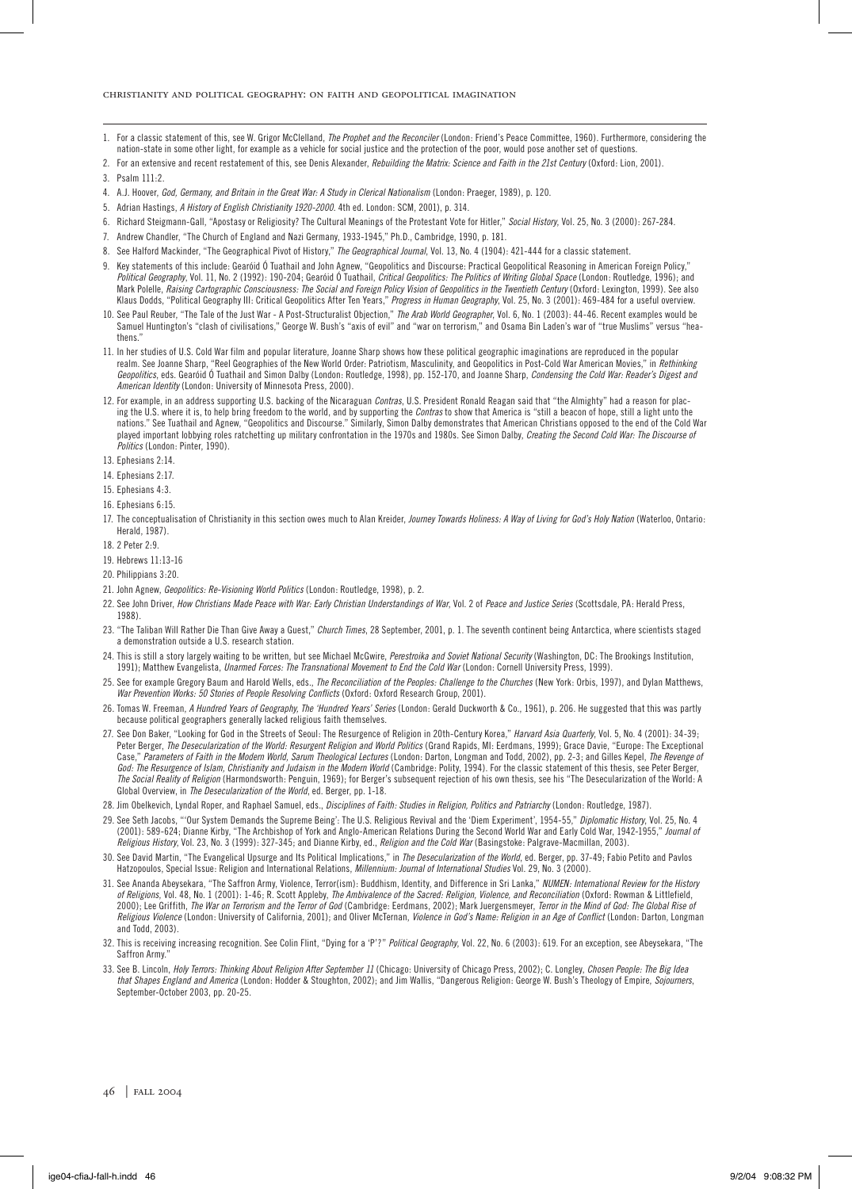1. For a classic statement of this, see W. Grigor McClelland, *The Prophet and the Reconciler* (London: Friend's Peace Committee, 1960). Furthermore, considering the nation-state in some other light, for example as a vehicle for social justice and the protection of the poor, would pose another set of questions.
2. For an extensive and recent restatement of this, see Denis Alexander, *Rebuilding the Matrix: Science and Faith in the 21st Century* (Oxford: Lion, 2001).
3. Psalm 111:2.
4. A.J. Hoover, *God, Germany, and Britain in the Great War: A Study in Clerical Nationalism* (London: Praeger, 1989), p. 120.
5. Adrian Hastings, *A History of English Christianity 1920-2000*. 4th ed. London: SCM, 2001), p. 314.
6. Richard Steigmann-Gall, "Apostasy or Religiosity? The Cultural Meanings of the Protestant Vote for Hitler," *Social History*, Vol. 25, No. 3 (2000): 267-284.
7. Andrew Chandler, "The Church of England and Nazi Germany, 1933-1945," Ph.D., Cambridge, 1990, p. 181.
8. See Halford Mackinder, "The Geographical Pivot of History," *The Geographical Journal*, Vol. 13, No. 4 (1904): 421-444 for a classic statement.
9. Key statements of this include: Gearóid Ó Tuathail and John Agnew, "Geopolitics and Discourse: Practical Geopolitical Reasoning in American Foreign Policy," *Political Geography*, Vol. 11, No. 2 (1992): 190-204; Gearóid Ó Tuathail, *Critical Geopolitics: The Politics of Writing Global Space* (London: Routledge, 1996); and Mark Polelle, *Raising Cartographic Consciousness: The Social and Foreign Policy Vision of Geopolitics in the Twentieth Century* (Oxford: Lexington, 1999). See also Klaus Dodds, "Political Geography III: Critical Geopolitics After Ten Years," *Progress in Human Geography*, Vol. 25, No. 3 (2001): 469-484 for a useful overview.
10. See Paul Reuber, "The Tale of the Just War - A Post-Structuralist Objection," *The Arab World Geographer*, Vol. 6, No. 1 (2003): 44-46. Recent examples would be Samuel Huntington's "clash of civilisations," George W. Bush's "axis of evil" and "war on terrorism," and Osama Bin Laden's war of "true Muslims" versus "heathens."
11. In her studies of U.S. Cold War film and popular literature, Joanne Sharp shows how these political geographic imaginations are reproduced in the popular realm. See Joanne Sharp, "Reel Geographies of the New World Order: Patriotism, Masculinity, and Geopolitics in Post-Cold War American Movies," in *Rethinking Geopolitics*, eds. Gearóid Ó Tuathail and Simon Dalby (London: Routledge, 1998), pp. 152-170, and Joanne Sharp, *Condensing the Cold War: Reader's Digest and American Identity* (London: University of Minnesota Press, 2000).
12. For example, in an address supporting U.S. backing of the Nicaraguan *Contras*, U.S. President Ronald Reagan said that "the Almighty" had a reason for placing the U.S. where it is, to help bring freedom to the world, and by supporting the *Contras* to show that America is "still a beacon of hope, still a light unto the nations." See Tuathail and Agnew, "Geopolitics and Discourse." Similarly, Simon Dalby demonstrates that American Christians opposed to the end of the Cold War played important lobbying roles ratchetting up military confrontation in the 1970s and 1980s. See Simon Dalby, *Creating the Second Cold War: The Discourse of Politics* (London: Pinter, 1990).
13. Ephesians 2:14.
14. Ephesians 2:17.
15. Ephesians 4:3.
16. Ephesians 6:15.
17. The conceptualisation of Christianity in this section owes much to Alan Kreider, *Journey Towards Holiness: A Way of Living for God's Holy Nation* (Waterloo, Ontario: Herald, 1987).
18. 2 Peter 2:9.
19. Hebrews 11:13-16
20. Philippians 3:20.
21. John Agnew, *Geopolitics: Re-Visioning World Politics* (London: Routledge, 1998), p. 2.
22. See John Driver, *How Christians Made Peace with War: Early Christian Understandings of War*, Vol. 2 of *Peace and Justice Series* (Scottsdale, PA: Herald Press, 1988).
23. "The Taliban Will Rather Die Than Give Away a Guest," *Church Times*, 28 September, 2001, p. 1. The seventh continent being Antarctica, where scientists staged a demonstration outside a U.S. research station.
24. This is still a story largely waiting to be written, but see Michael McGwire, *Perestroika and Soviet National Security* (Washington, DC: The Brookings Institution, 1991); Matthew Evangelista, *Unarmed Forces: The Transnational Movement to End the Cold War* (London: Cornell University Press, 1999).
25. See for example Gregory Baum and Harold Wells, eds., *The Reconciliation of the Peoples: Challenge to the Churches* (New York: Orbis, 1997), and Dylan Matthews, *War Prevention Works: 50 Stories of People Resolving Conflicts* (Oxford: Oxford Research Group, 2001).
26. Tomas W. Freeman, *A Hundred Years of Geography, The 'Hundred Years' Series* (London: Gerald Duckworth & Co., 1961), p. 206. He suggested that this was partly because political geographers generally lacked religious faith themselves.
27. See Don Baker, "Looking for God in the Streets of Seoul: The Resurgence of Religion in 20th-Century Korea," *Harvard Asia Quarterly*, Vol. 5, No. 4 (2001): 34-39; Peter Berger, *The Desecularization of the World: Resurgent Religion and World Politics* (Grand Rapids, MI: Eerdmans, 1999); Grace Davie, "Europe: The Exceptional Case," *Parameters of Faith in the Modern World, Sarum Theological Lectures* (London: Darton, Longman and Todd, 2002), pp. 2-3; and Gilles Kepel, *The Revenge of God: The Resurgence of Islam, Christianity and Judaism in the Modern World* (Cambridge: Polity, 1994). For the classic statement of this thesis, see Peter Berger, *The Social Reality of Religion* (Harmondsworth: Penguin, 1969); for Berger's subsequent rejection of his own thesis, see his "The Desecularization of the World: A Global Overview, in *The Desecularization of the World*, ed. Berger, pp. 1-18.
28. Jim Obelkevich, Lyndal Roper, and Raphael Samuel, eds., *Disciplines of Faith: Studies in Religion, Politics and Patriarchy* (London: Routledge, 1987).
29. See Seth Jacobs, "'Our System Demands the Supreme Being': The U.S. Religious Revival and the 'Diem Experiment', 1954-55," *Diplomatic History*, Vol. 25, No. 4 (2001): 589-624; Dianne Kirby, "The Archbishop of York and Anglo-American Relations During the Second World War and Early Cold War, 1942-1955," *Journal of Religious History*, Vol. 23, No. 3 (1999): 327-345; and Dianne Kirby, ed., *Religion and the Cold War* (Basingstoke: Palgrave-Macmillan, 2003).
30. See David Martin, "The Evangelical Upsurge and Its Political Implications," in *The Desecularization of the World*, ed. Berger, pp. 37-49; Fabio Petito and Pavlos Hatzopoulos, Special Issue: Religion and International Relations, *Millennium: Journal of International Studies* Vol. 29, No. 3 (2000).
31. See Ananda Abeysekara, "The Saffron Army, Violence, Terror(ism): Buddhism, Identity, and Difference in Sri Lanka," *NUMEN: International Review for the History of Religions*, Vol. 48, No. 1 (2001): 1-46; R. Scott Appleby, *The Ambivalence of the Sacred: Religion, Violence, and Reconciliation* (Oxford: Rowman & Littlefield, 2000); Lee Griffith, *The War on Terrorism and the Terror of God* (Cambridge: Eerdmans, 2002); Mark Juergensmeyer, *Terror in the Mind of God: The Global Rise of Religious Violence* (London: University of California, 2001); and Oliver McTernan, *Violence in God's Name: Religion in an Age of Conflict* (London: Darton, Longman and Todd, 2003).
32. This is receiving increasing recognition. See Colin Flint, "Dying for a 'P'?" *Political Geography*, Vol. 22, No. 6 (2003): 619. For an exception, see Abeysekara, "The Saffron Army."
33. See B. Lincoln, *Holy Terrors: Thinking About Religion After September 11* (Chicago: University of Chicago Press, 2002); C. Longley, *Chosen People: The Big Idea that Shapes England and America* (London: Hodder & Stoughton, 2002); and Jim Wallis, "Dangerous Religion: George W. Bush's Theology of Empire, *Sojourners*, September-October 2003, pp. 20-25.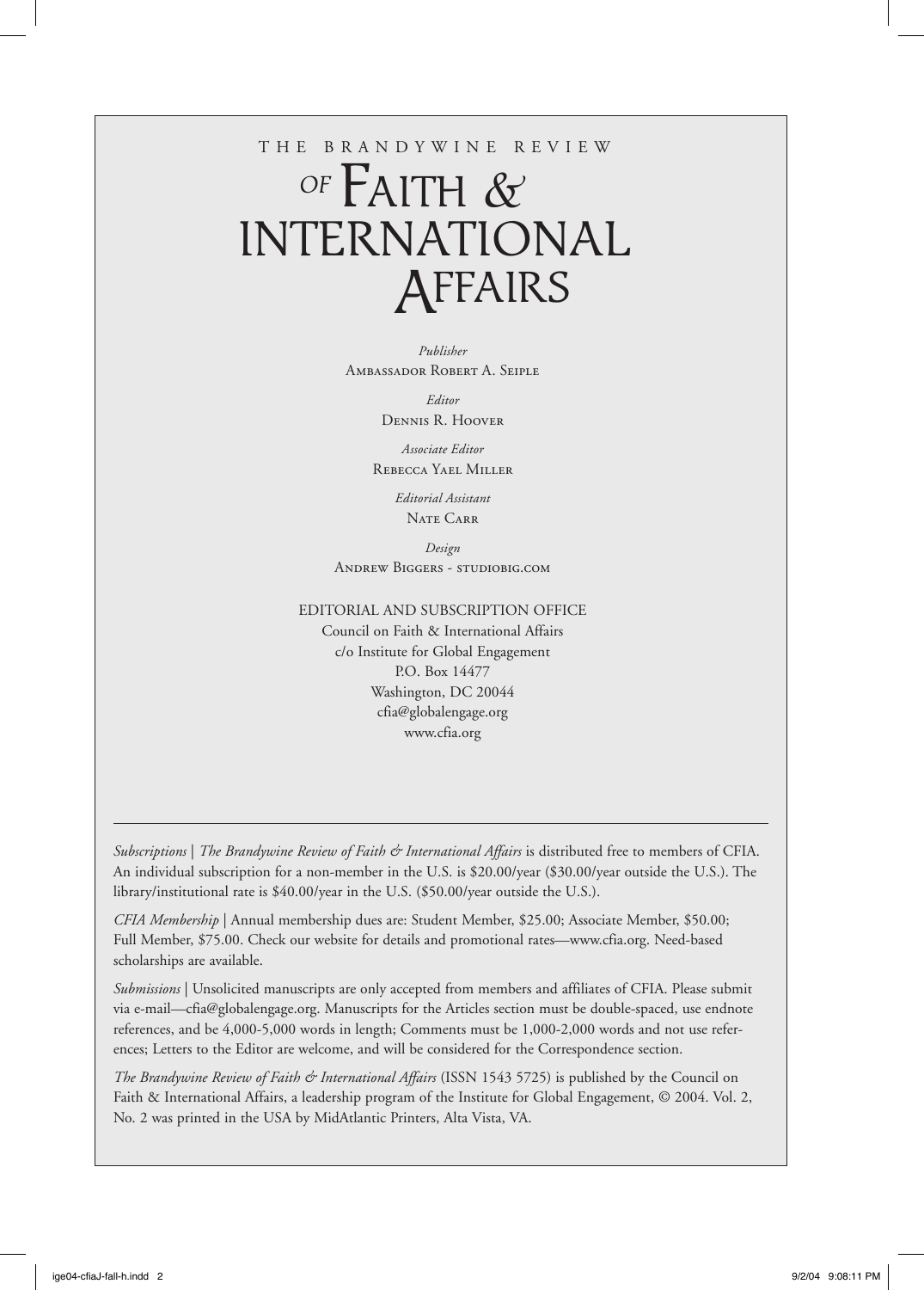# THE BRANDYWINE REVIEW OF FAITH & INTERNATIONAL AFFAIRS

*Publisher*
Ambassador Robert A. Seiple

*Editor*
Dennis R. Hoover

*Associate Editor*
Rebecca Yael Miller

*Editorial Assistant*
Nate Carr

*Design*
Andrew Biggers - studiobig.com

EDITORIAL AND SUBSCRIPTION OFFICE
Council on Faith & International Affairs
c/o Institute for Global Engagement
P.O. Box 14477
Washington, DC 20044
cfia@globalengage.org
www.cfia.org

---

*Subscriptions* | *The Brandywine Review of Faith & International Affairs* is distributed free to members of CFIA. An individual subscription for a non-member in the U.S. is $20.00/year ($30.00/year outside the U.S.). The library/institutional rate is $40.00/year in the U.S. ($50.00/year outside the U.S.).

*CFIA Membership* | Annual membership dues are: Student Member, $25.00; Associate Member, $50.00; Full Member, $75.00. Check our website for details and promotional rates—www.cfia.org. Need-based scholarships are available.

*Submissions* | Unsolicited manuscripts are only accepted from members and affiliates of CFIA. Please submit via e-mail—cfia@globalengage.org. Manuscripts for the Articles section must be double-spaced, use endnote references, and be 4,000-5,000 words in length; Comments must be 1,000-2,000 words and not use references; Letters to the Editor are welcome, and will be considered for the Correspondence section.

*The Brandywine Review of Faith & International Affairs* (ISSN 1543 5725) is published by the Council on Faith & International Affairs, a leadership program of the Institute for Global Engagement, © 2004. Vol. 2, No. 2 was printed in the USA by MidAtlantic Printers, Alta Vista, VA.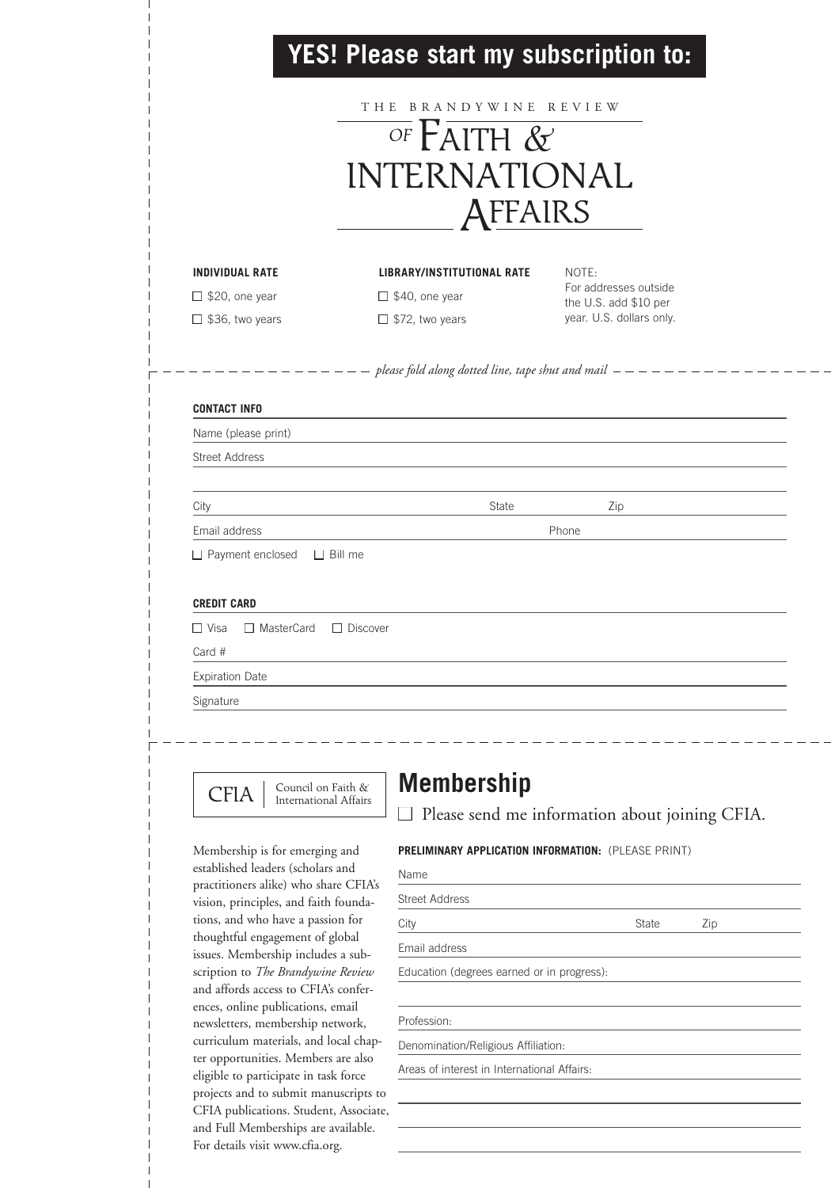# YES! Please start my subscription to:

THE BRANDYWINE REVIEW

## OF FAITH & INTERNATIONAL AFFAIRS

**INDIVIDUAL RATE**

☐ $20, one year

☐ $36, two years

**LIBRARY/INSTITUTIONAL RATE**

☐ $40, one year

☐ $72, two years

NOTE:
For addresses outside the U.S. add $10 per year. U.S. dollars only.

*please fold along dotted line, tape shut and mail*

**CONTACT INFO**

Name (please print)

Street Address

City　　State　　Zip

Email address　　Phone

☐ Payment enclosed　☐ Bill me

**CREDIT CARD**

☐ Visa　☐ MasterCard　☐ Discover

Card #

Expiration Date

Signature

CFIA | Council on Faith & International Affairs

## Membership

☐ Please send me information about joining CFIA.

Membership is for emerging and established leaders (scholars and practitioners alike) who share CFIA's vision, principles, and faith foundations, and who have a passion for thoughtful engagement of global issues. Membership includes a subscription to *The Brandywine Review* and affords access to CFIA's conferences, online publications, email newsletters, membership network, curriculum materials, and local chapter opportunities. Members are also eligible to participate in task force projects and to submit manuscripts to CFIA publications. Student, Associate, and Full Memberships are available. For details visit www.cfia.org.

**PRELIMINARY APPLICATION INFORMATION:** (PLEASE PRINT)

Name

Street Address

City　　State　　Zip

Email address

Education (degrees earned or in progress):

Profession:

Denomination/Religious Affiliation:

Areas of interest in International Affairs: